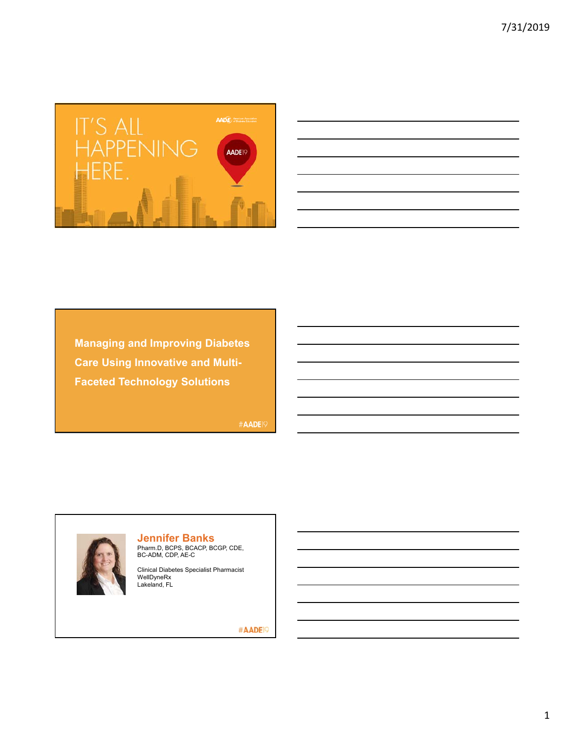IT'S ALL HAPPENING HERE.

AADE19

## Managing and Improving Diabetes Care Using Innovative and Multi-Faceted Technology Solutions

#AADE19

**Jennifer Banks**
Pharm.D, BCPS, BCACP, BCGP, CDE, BC-ADM, CDP, AE-C

Clinical Diabetes Specialist Pharmacist
WellDyneRx
Lakeland, FL

#AADE19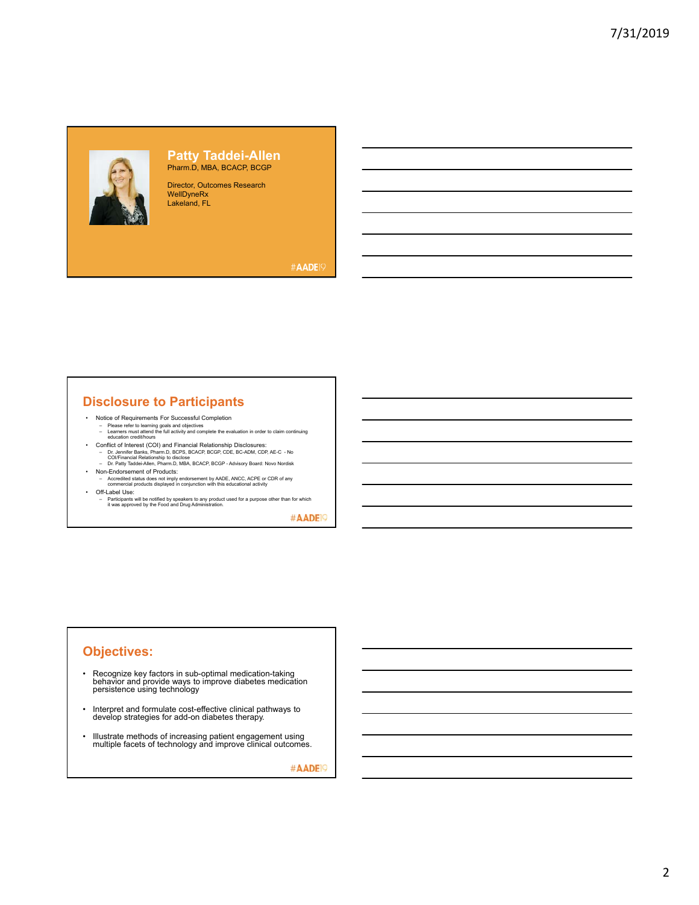## Patty Taddei-Allen

Pharm.D, MBA, BCACP, BCGP

Director, Outcomes Research
WellDyneRx
Lakeland, FL

#AADE19

## Disclosure to Participants

- Notice of Requirements For Successful Completion
  - Please refer to learning goals and objectives
  - Learners must attend the full activity and complete the evaluation in order to claim continuing education credit/hours
- Conflict of Interest (COI) and Financial Relationship Disclosures:
  - Dr. Jennifer Banks, Pharm.D, BCPS, BCACP, BCGP, CDE, BC-ADM, CDP, AE-C - No COI/Financial Relationship to disclose
  - Dr. Patty Taddei-Allen, Pharm.D, MBA, BCACP, BCGP - Advisory Board: Novo Nordisk
- Non-Endorsement of Products:
  - Accredited status does not imply endorsement by AADE, ANCC, ACPE or CDR of any commercial products displayed in conjunction with this educational activity
- Off-Label Use:
  - Participants will be notified by speakers to any product used for a purpose other than for which it was approved by the Food and Drug Administration.

#AADE19

## Objectives:

- Recognize key factors in sub-optimal medication-taking behavior and provide ways to improve diabetes medication persistence using technology
- Interpret and formulate cost-effective clinical pathways to develop strategies for add-on diabetes therapy.
- Illustrate methods of increasing patient engagement using multiple facets of technology and improve clinical outcomes.

#AADE19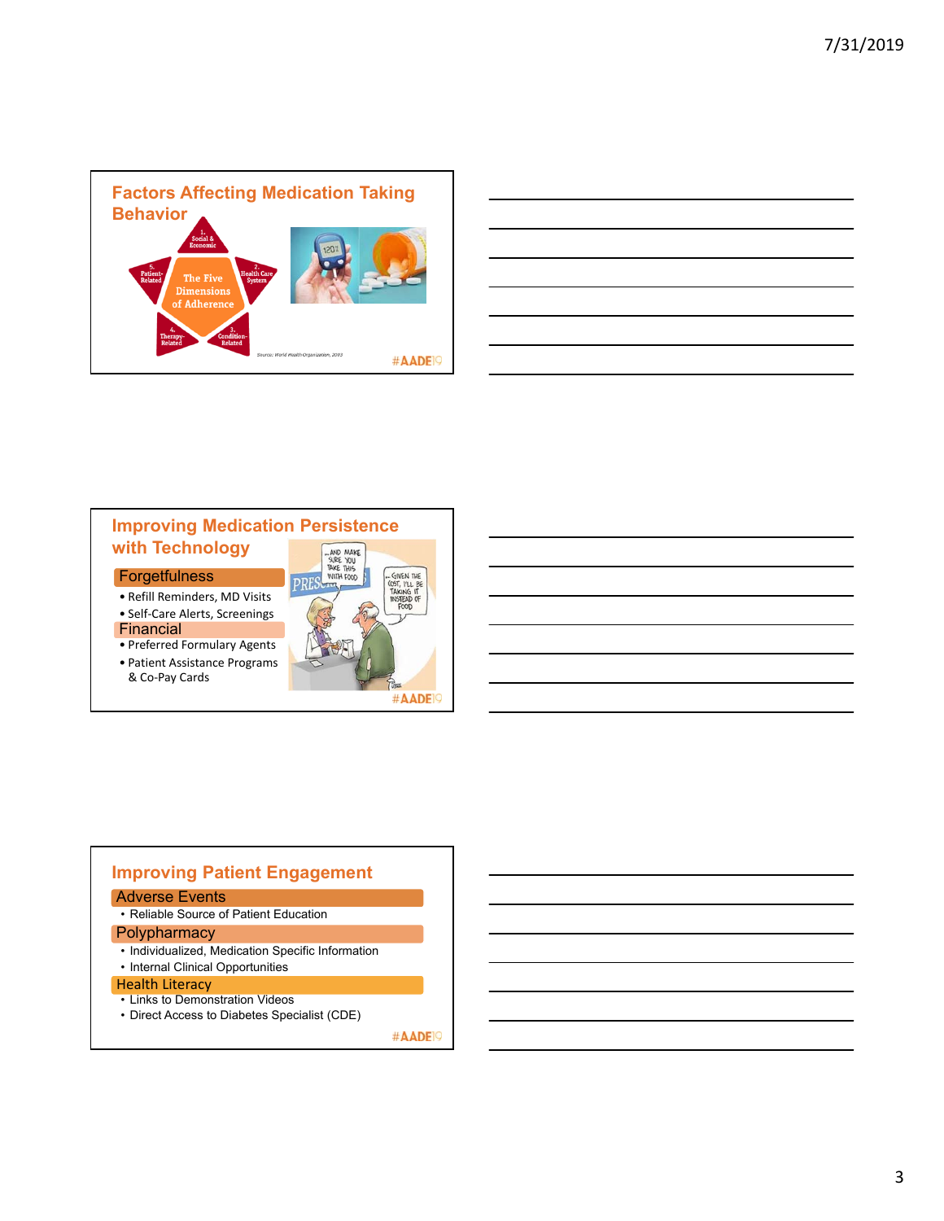## Factors Affecting Medication Taking Behavior

- 1. Social & Economic
- 2. Health Care System
- 3. Condition-Related
- 4. Therapy-Related
- 5. Patient-Related

The Five Dimensions of Adherence

*Source: World Health Organization, 2003*

#AADE19

## Improving Medication Persistence with Technology

**Forgetfulness**

- Refill Reminders, MD Visits
- Self-Care Alerts, Screenings

**Financial**

- Preferred Formulary Agents
- Patient Assistance Programs & Co-Pay Cards

#AADE19

## Improving Patient Engagement

**Adverse Events**

- Reliable Source of Patient Education

**Polypharmacy**

- Individualized, Medication Specific Information
- Internal Clinical Opportunities

**Health Literacy**

- Links to Demonstration Videos
- Direct Access to Diabetes Specialist (CDE)

#AADE19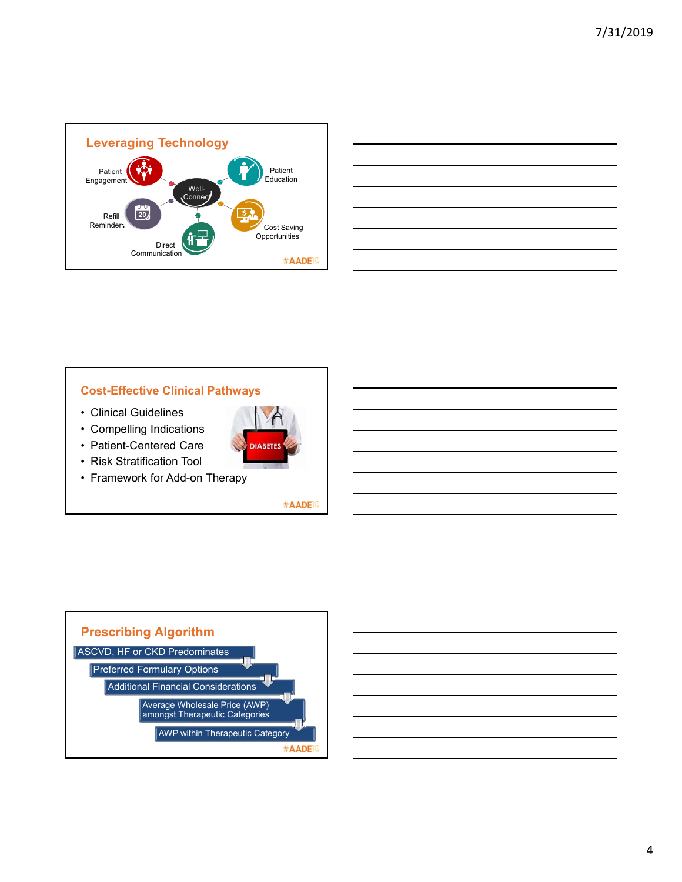## Leveraging Technology

Patient Engagement

Well-Connect

Patient Education

Refill Reminders

Cost Saving Opportunities

Direct Communication

#AADE19

## Cost-Effective Clinical Pathways

- Clinical Guidelines
- Compelling Indications
- Patient-Centered Care
- Risk Stratification Tool
- Framework for Add-on Therapy

DIABETES

#AADE19

## Prescribing Algorithm

- ASCVD, HF or CKD Predominates
- Preferred Formulary Options
- Additional Financial Considerations
- Average Wholesale Price (AWP) amongst Therapeutic Categories
- AWP within Therapeutic Category

#AADE19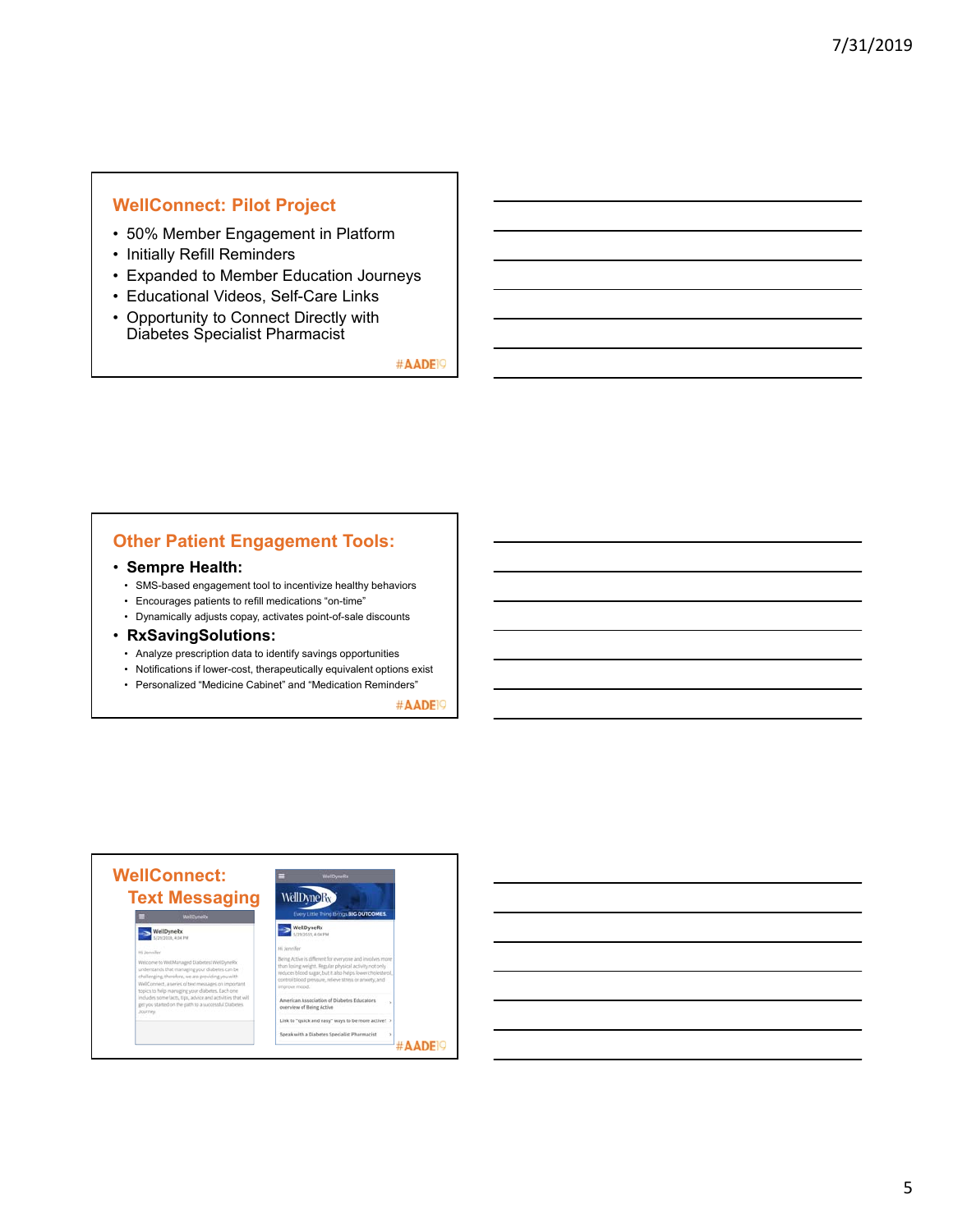## WellConnect: Pilot Project

- 50% Member Engagement in Platform
- Initially Refill Reminders
- Expanded to Member Education Journeys
- Educational Videos, Self-Care Links
- Opportunity to Connect Directly with Diabetes Specialist Pharmacist

#AADE19

## Other Patient Engagement Tools:

- **Sempre Health:**
  - SMS-based engagement tool to incentivize healthy behaviors
  - Encourages patients to refill medications "on-time"
  - Dynamically adjusts copay, activates point-of-sale discounts
- **RxSavingSolutions:**
  - Analyze prescription data to identify savings opportunities
  - Notifications if lower-cost, therapeutically equivalent options exist
  - Personalized "Medicine Cabinet" and "Medication Reminders"

#AADE19

## WellConnect: Text Messaging

#AADE19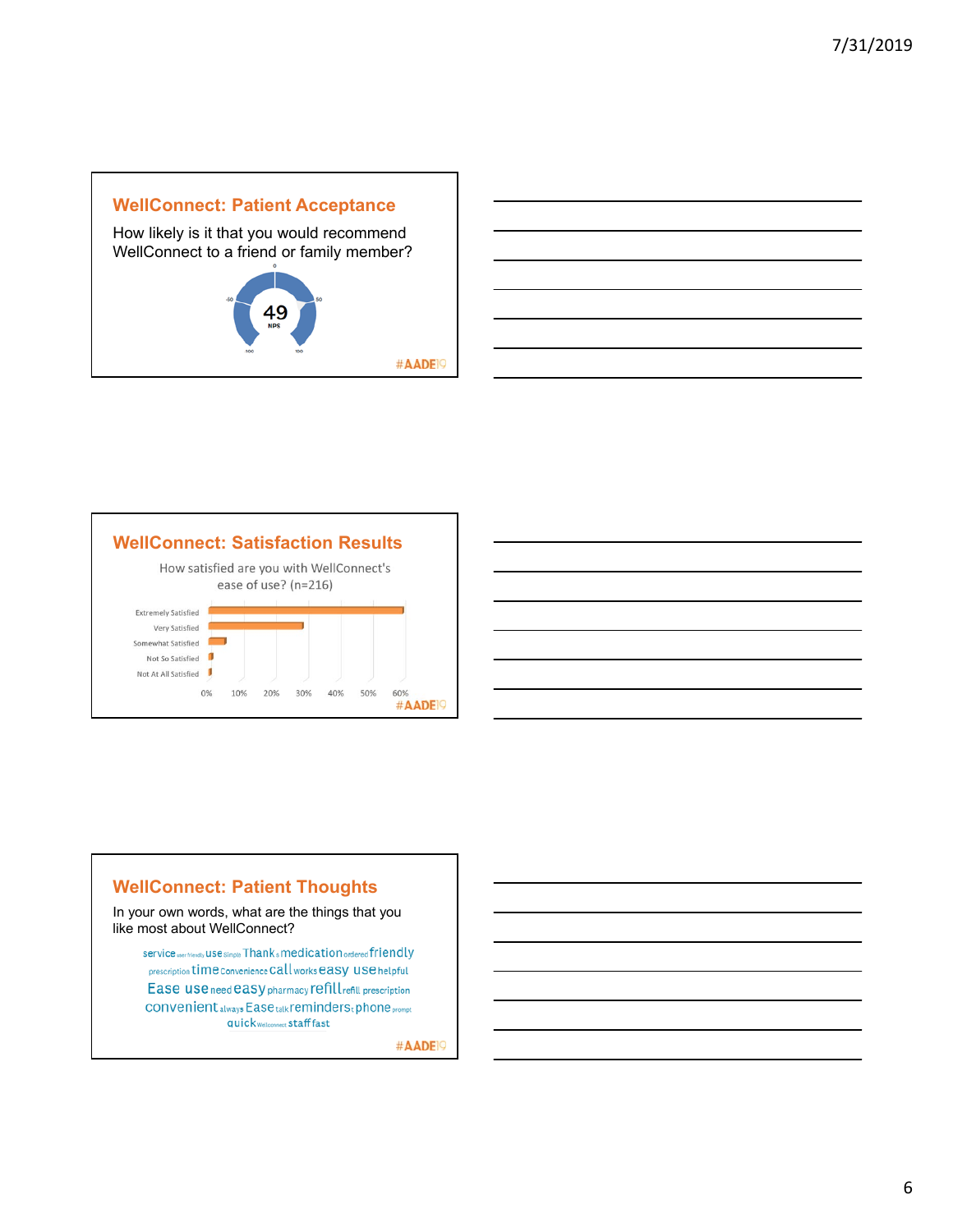## WellConnect: Patient Acceptance

How likely is it that you would recommend WellConnect to a friend or family member?

49

NPS

#AADE19

## WellConnect: Satisfaction Results

How satisfied are you with WellConnect's ease of use? (n=216)

Extremely Satisfied

Very Satisfied

Somewhat Satisfied

Not So Satisfied

Not At All Satisfied

0% 10% 20% 30% 40% 50% 60%

#AADE19

## WellConnect: Patient Thoughts

In your own words, what are the things that you like most about WellConnect?

service user friendly use simple Thank s medication ordered friendly prescription time Convenience call works easy use helpful Ease use need easy pharmacy refill refill prescription convenient always Ease talk reminders phone prompt quick Wellconnect staff fast

#AADE19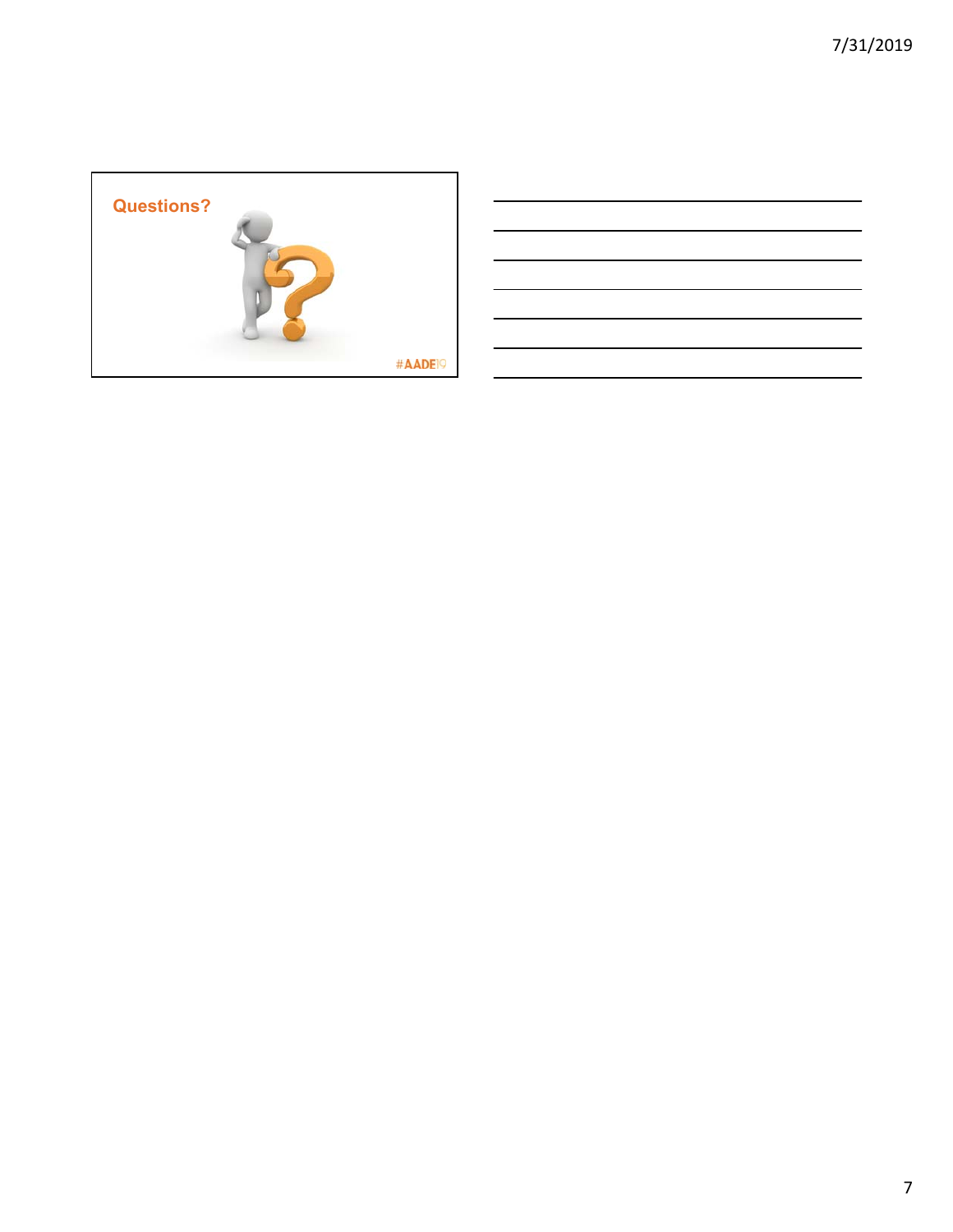## Questions?

#AADE19